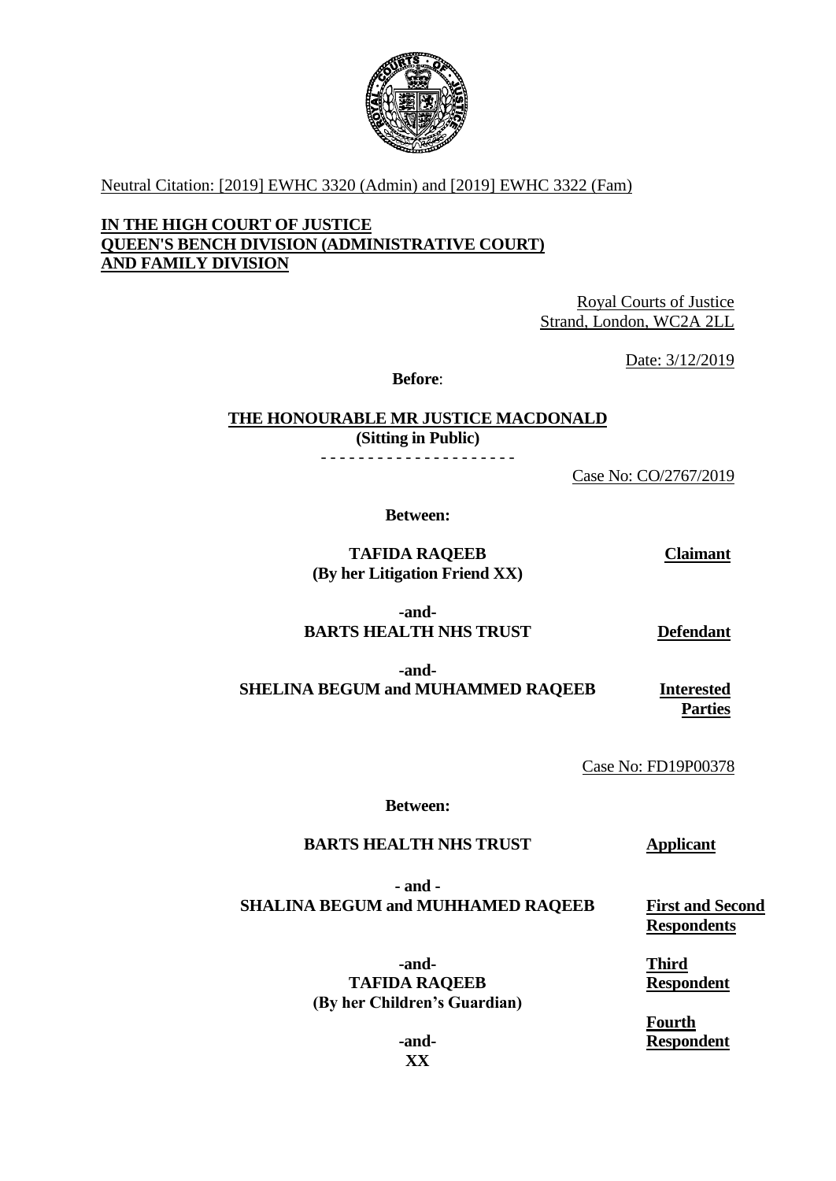Neutral Citation: [2019] EWHC 3320 (Admin) and [2019] EWHC 3322 (Fam)

**IN THE HIGH COURT OF JUSTICE**
**QUEEN'S BENCH DIVISION (ADMINISTRATIVE COURT)**
**AND FAMILY DIVISION**

Royal Courts of Justice
Strand, London, WC2A 2LL

Date: 3/12/2019

**Before**:

**THE HONOURABLE MR JUSTICE MACDONALD**
**(Sitting in Public)**

- - - - - - - - - - - - - - - - - - - - -

Case No: CO/2767/2019

**Between:**

| | |
|---|---|
| **TAFIDA RAQEEB (By her Litigation Friend XX)** | **Claimant** |
| **-and-** | |
| **BARTS HEALTH NHS TRUST** | **Defendant** |
| **-and-** | |
| **SHELINA BEGUM and MUHAMMED RAQEEB** | **Interested Parties** |

Case No: FD19P00378

**Between:**

| | |
|---|---|
| **BARTS HEALTH NHS TRUST** | **Applicant** |
| **- and -** | |
| **SHALINA BEGUM and MUHHAMED RAQEEB** | **First and Second Respondents** |
| **-and-** | |
| **TAFIDA RAQEEB (By her Children's Guardian)** | **Third Respondent** |
| **-and-** | |
| **XX** | **Fourth Respondent** |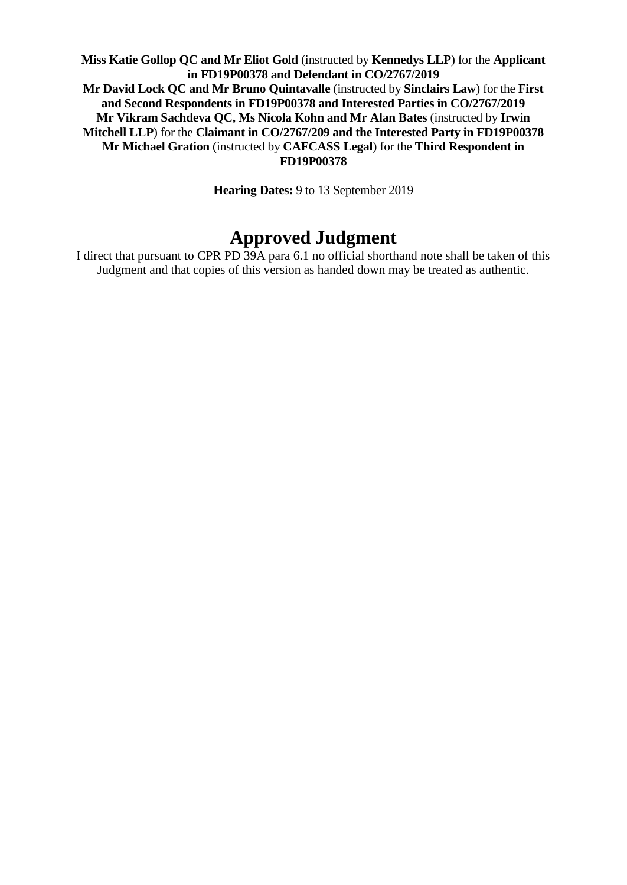**Miss Katie Gollop QC and Mr Eliot Gold** (instructed by **Kennedys LLP**) for the **Applicant in FD19P00378 and Defendant in CO/2767/2019**
**Mr David Lock QC and Mr Bruno Quintavalle** (instructed by **Sinclairs Law**) for the **First and Second Respondents in FD19P00378 and Interested Parties in CO/2767/2019**
**Mr Vikram Sachdeva QC, Ms Nicola Kohn and Mr Alan Bates** (instructed by **Irwin Mitchell LLP**) for the **Claimant in CO/2767/209 and the Interested Party in FD19P00378**
**Mr Michael Gration** (instructed by **CAFCASS Legal**) for the **Third Respondent in FD19P00378**

**Hearing Dates:** 9 to 13 September 2019

# Approved Judgment

I direct that pursuant to CPR PD 39A para 6.1 no official shorthand note shall be taken of this Judgment and that copies of this version as handed down may be treated as authentic.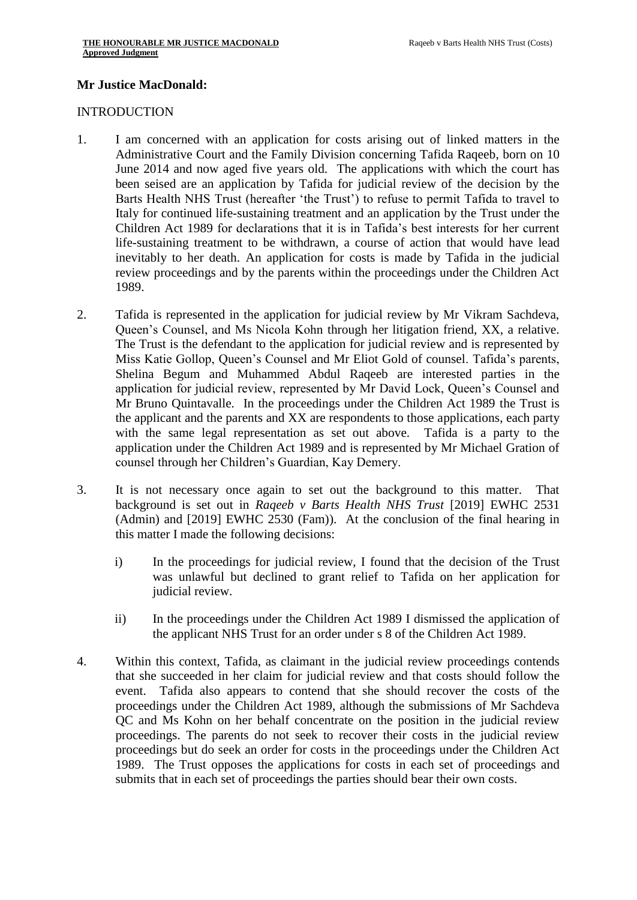**Mr Justice MacDonald:**

INTRODUCTION

1. I am concerned with an application for costs arising out of linked matters in the Administrative Court and the Family Division concerning Tafida Raqeeb, born on 10 June 2014 and now aged five years old. The applications with which the court has been seised are an application by Tafida for judicial review of the decision by the Barts Health NHS Trust (hereafter 'the Trust') to refuse to permit Tafida to travel to Italy for continued life-sustaining treatment and an application by the Trust under the Children Act 1989 for declarations that it is in Tafida's best interests for her current life-sustaining treatment to be withdrawn, a course of action that would have lead inevitably to her death. An application for costs is made by Tafida in the judicial review proceedings and by the parents within the proceedings under the Children Act 1989.

2. Tafida is represented in the application for judicial review by Mr Vikram Sachdeva, Queen's Counsel, and Ms Nicola Kohn through her litigation friend, XX, a relative. The Trust is the defendant to the application for judicial review and is represented by Miss Katie Gollop, Queen's Counsel and Mr Eliot Gold of counsel. Tafida's parents, Shelina Begum and Muhammed Abdul Raqeeb are interested parties in the application for judicial review, represented by Mr David Lock, Queen's Counsel and Mr Bruno Quintavalle. In the proceedings under the Children Act 1989 the Trust is the applicant and the parents and XX are respondents to those applications, each party with the same legal representation as set out above. Tafida is a party to the application under the Children Act 1989 and is represented by Mr Michael Gration of counsel through her Children's Guardian, Kay Demery.

3. It is not necessary once again to set out the background to this matter. That background is set out in *Raqeeb v Barts Health NHS Trust* [2019] EWHC 2531 (Admin) and [2019] EWHC 2530 (Fam)). At the conclusion of the final hearing in this matter I made the following decisions:

    i) In the proceedings for judicial review, I found that the decision of the Trust was unlawful but declined to grant relief to Tafida on her application for judicial review.

    ii) In the proceedings under the Children Act 1989 I dismissed the application of the applicant NHS Trust for an order under s 8 of the Children Act 1989.

4. Within this context, Tafida, as claimant in the judicial review proceedings contends that she succeeded in her claim for judicial review and that costs should follow the event. Tafida also appears to contend that she should recover the costs of the proceedings under the Children Act 1989, although the submissions of Mr Sachdeva QC and Ms Kohn on her behalf concentrate on the position in the judicial review proceedings. The parents do not seek to recover their costs in the judicial review proceedings but do seek an order for costs in the proceedings under the Children Act 1989. The Trust opposes the applications for costs in each set of proceedings and submits that in each set of proceedings the parties should bear their own costs.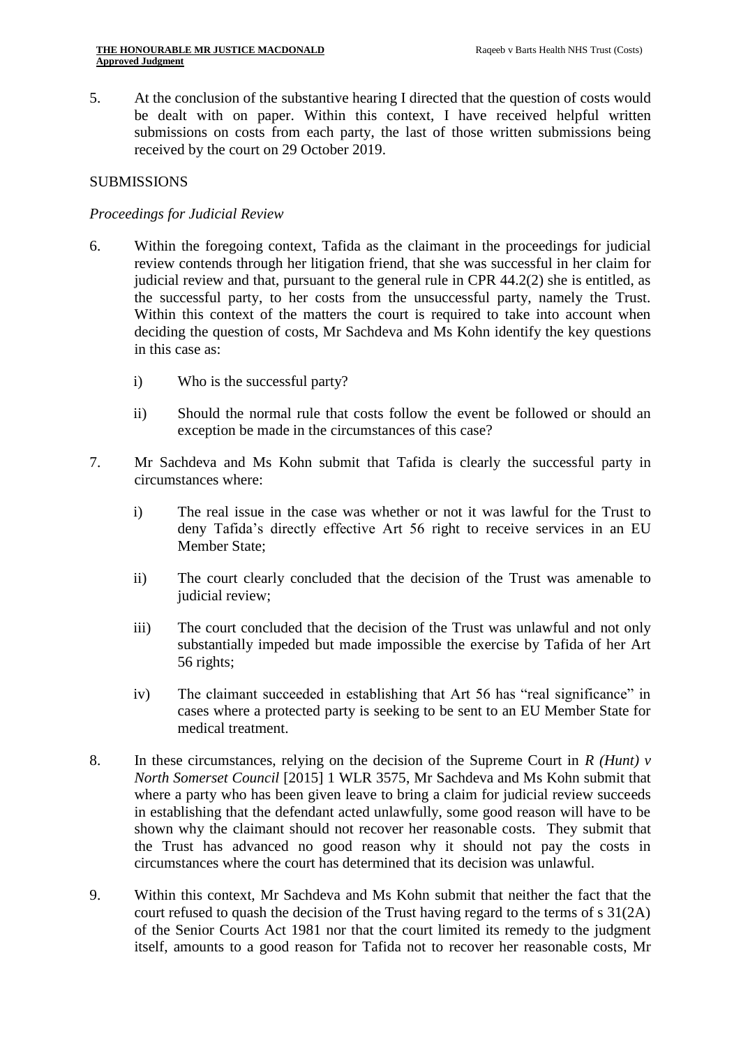5. At the conclusion of the substantive hearing I directed that the question of costs would be dealt with on paper. Within this context, I have received helpful written submissions on costs from each party, the last of those written submissions being received by the court on 29 October 2019.

## SUBMISSIONS

### *Proceedings for Judicial Review*

6. Within the foregoing context, Tafida as the claimant in the proceedings for judicial review contends through her litigation friend, that she was successful in her claim for judicial review and that, pursuant to the general rule in CPR 44.2(2) she is entitled, as the successful party, to her costs from the unsuccessful party, namely the Trust. Within this context of the matters the court is required to take into account when deciding the question of costs, Mr Sachdeva and Ms Kohn identify the key questions in this case as:

   i) Who is the successful party?

   ii) Should the normal rule that costs follow the event be followed or should an exception be made in the circumstances of this case?

7. Mr Sachdeva and Ms Kohn submit that Tafida is clearly the successful party in circumstances where:

   i) The real issue in the case was whether or not it was lawful for the Trust to deny Tafida's directly effective Art 56 right to receive services in an EU Member State;

   ii) The court clearly concluded that the decision of the Trust was amenable to judicial review;

   iii) The court concluded that the decision of the Trust was unlawful and not only substantially impeded but made impossible the exercise by Tafida of her Art 56 rights;

   iv) The claimant succeeded in establishing that Art 56 has "real significance" in cases where a protected party is seeking to be sent to an EU Member State for medical treatment.

8. In these circumstances, relying on the decision of the Supreme Court in *R (Hunt) v North Somerset Council* [2015] 1 WLR 3575, Mr Sachdeva and Ms Kohn submit that where a party who has been given leave to bring a claim for judicial review succeeds in establishing that the defendant acted unlawfully, some good reason will have to be shown why the claimant should not recover her reasonable costs. They submit that the Trust has advanced no good reason why it should not pay the costs in circumstances where the court has determined that its decision was unlawful.

9. Within this context, Mr Sachdeva and Ms Kohn submit that neither the fact that the court refused to quash the decision of the Trust having regard to the terms of s 31(2A) of the Senior Courts Act 1981 nor that the court limited its remedy to the judgment itself, amounts to a good reason for Tafida not to recover her reasonable costs, Mr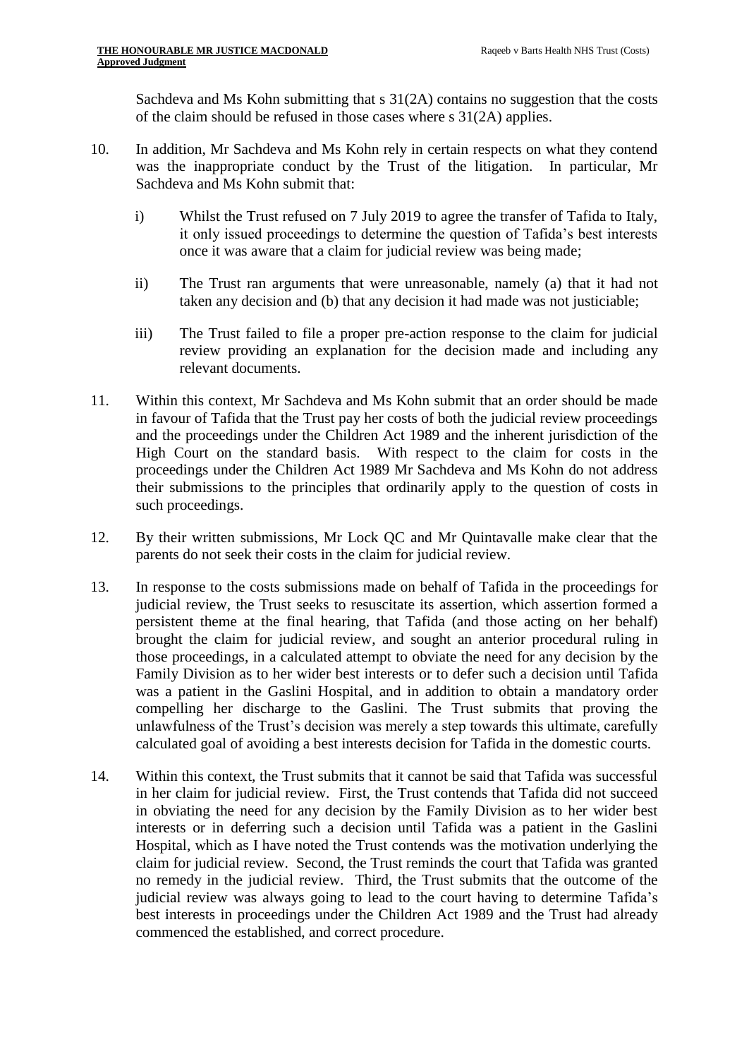Sachdeva and Ms Kohn submitting that s 31(2A) contains no suggestion that the costs of the claim should be refused in those cases where s 31(2A) applies.

10. In addition, Mr Sachdeva and Ms Kohn rely in certain respects on what they contend was the inappropriate conduct by the Trust of the litigation. In particular, Mr Sachdeva and Ms Kohn submit that:

    i) Whilst the Trust refused on 7 July 2019 to agree the transfer of Tafida to Italy, it only issued proceedings to determine the question of Tafida's best interests once it was aware that a claim for judicial review was being made;

    ii) The Trust ran arguments that were unreasonable, namely (a) that it had not taken any decision and (b) that any decision it had made was not justiciable;

    iii) The Trust failed to file a proper pre-action response to the claim for judicial review providing an explanation for the decision made and including any relevant documents.

11. Within this context, Mr Sachdeva and Ms Kohn submit that an order should be made in favour of Tafida that the Trust pay her costs of both the judicial review proceedings and the proceedings under the Children Act 1989 and the inherent jurisdiction of the High Court on the standard basis. With respect to the claim for costs in the proceedings under the Children Act 1989 Mr Sachdeva and Ms Kohn do not address their submissions to the principles that ordinarily apply to the question of costs in such proceedings.

12. By their written submissions, Mr Lock QC and Mr Quintavalle make clear that the parents do not seek their costs in the claim for judicial review.

13. In response to the costs submissions made on behalf of Tafida in the proceedings for judicial review, the Trust seeks to resuscitate its assertion, which assertion formed a persistent theme at the final hearing, that Tafida (and those acting on her behalf) brought the claim for judicial review, and sought an anterior procedural ruling in those proceedings, in a calculated attempt to obviate the need for any decision by the Family Division as to her wider best interests or to defer such a decision until Tafida was a patient in the Gaslini Hospital, and in addition to obtain a mandatory order compelling her discharge to the Gaslini. The Trust submits that proving the unlawfulness of the Trust's decision was merely a step towards this ultimate, carefully calculated goal of avoiding a best interests decision for Tafida in the domestic courts.

14. Within this context, the Trust submits that it cannot be said that Tafida was successful in her claim for judicial review. First, the Trust contends that Tafida did not succeed in obviating the need for any decision by the Family Division as to her wider best interests or in deferring such a decision until Tafida was a patient in the Gaslini Hospital, which as I have noted the Trust contends was the motivation underlying the claim for judicial review. Second, the Trust reminds the court that Tafida was granted no remedy in the judicial review. Third, the Trust submits that the outcome of the judicial review was always going to lead to the court having to determine Tafida's best interests in proceedings under the Children Act 1989 and the Trust had already commenced the established, and correct procedure.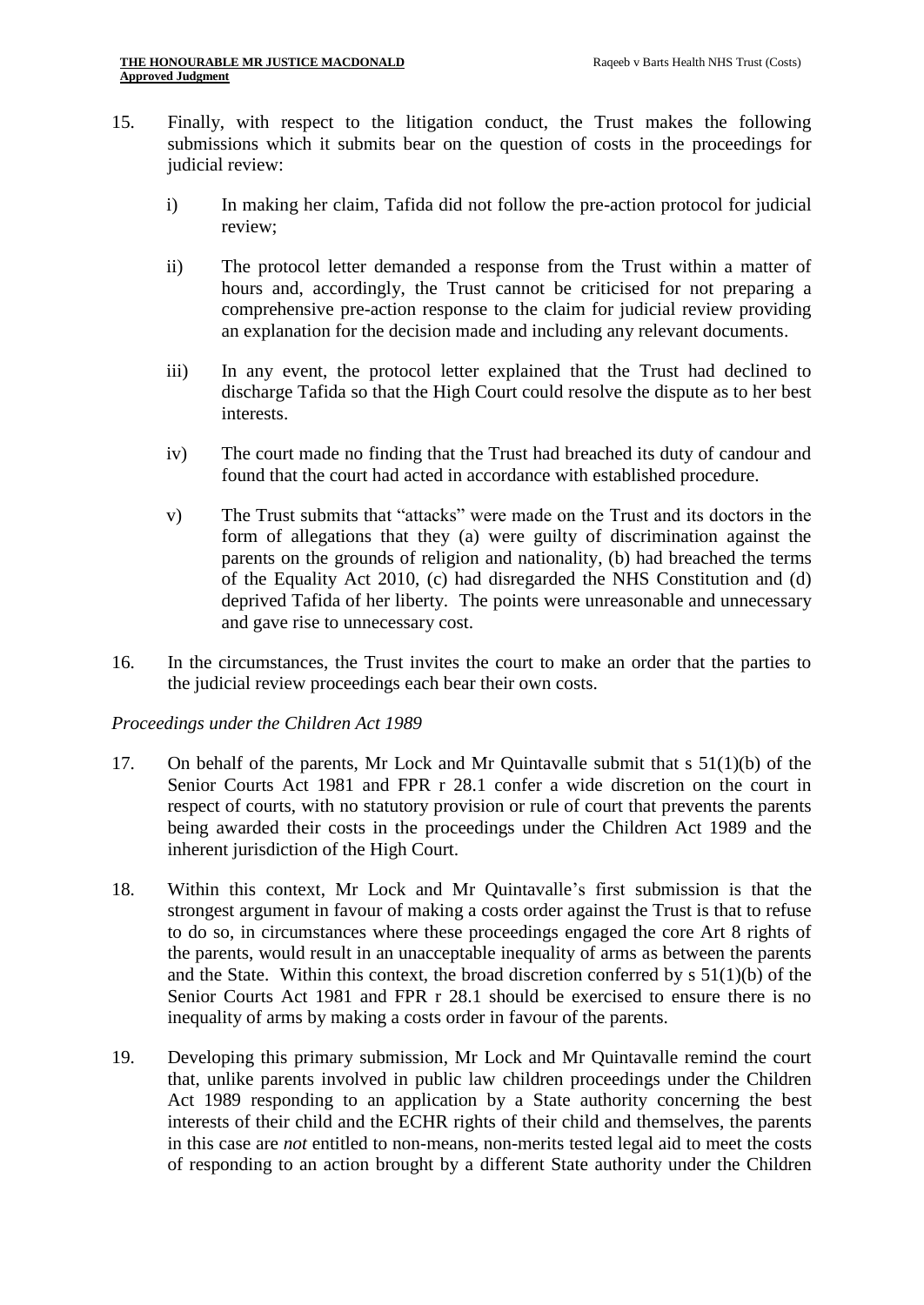15. Finally, with respect to the litigation conduct, the Trust makes the following submissions which it submits bear on the question of costs in the proceedings for judicial review:

    i) In making her claim, Tafida did not follow the pre-action protocol for judicial review;

    ii) The protocol letter demanded a response from the Trust within a matter of hours and, accordingly, the Trust cannot be criticised for not preparing a comprehensive pre-action response to the claim for judicial review providing an explanation for the decision made and including any relevant documents.

    iii) In any event, the protocol letter explained that the Trust had declined to discharge Tafida so that the High Court could resolve the dispute as to her best interests.

    iv) The court made no finding that the Trust had breached its duty of candour and found that the court had acted in accordance with established procedure.

    v) The Trust submits that "attacks" were made on the Trust and its doctors in the form of allegations that they (a) were guilty of discrimination against the parents on the grounds of religion and nationality, (b) had breached the terms of the Equality Act 2010, (c) had disregarded the NHS Constitution and (d) deprived Tafida of her liberty. The points were unreasonable and unnecessary and gave rise to unnecessary cost.

16. In the circumstances, the Trust invites the court to make an order that the parties to the judicial review proceedings each bear their own costs.

*Proceedings under the Children Act 1989*

17. On behalf of the parents, Mr Lock and Mr Quintavalle submit that s 51(1)(b) of the Senior Courts Act 1981 and FPR r 28.1 confer a wide discretion on the court in respect of courts, with no statutory provision or rule of court that prevents the parents being awarded their costs in the proceedings under the Children Act 1989 and the inherent jurisdiction of the High Court.

18. Within this context, Mr Lock and Mr Quintavalle's first submission is that the strongest argument in favour of making a costs order against the Trust is that to refuse to do so, in circumstances where these proceedings engaged the core Art 8 rights of the parents, would result in an unacceptable inequality of arms as between the parents and the State. Within this context, the broad discretion conferred by s 51(1)(b) of the Senior Courts Act 1981 and FPR r 28.1 should be exercised to ensure there is no inequality of arms by making a costs order in favour of the parents.

19. Developing this primary submission, Mr Lock and Mr Quintavalle remind the court that, unlike parents involved in public law children proceedings under the Children Act 1989 responding to an application by a State authority concerning the best interests of their child and the ECHR rights of their child and themselves, the parents in this case are *not* entitled to non-means, non-merits tested legal aid to meet the costs of responding to an action brought by a different State authority under the Children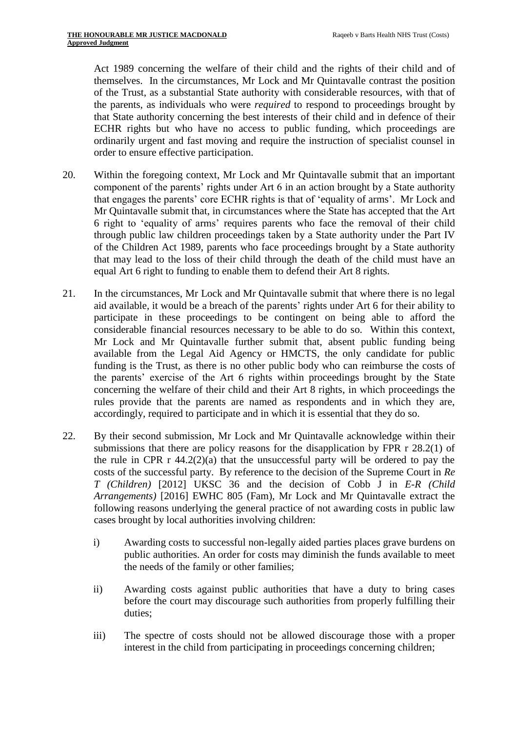Act 1989 concerning the welfare of their child and the rights of their child and of themselves. In the circumstances, Mr Lock and Mr Quintavalle contrast the position of the Trust, as a substantial State authority with considerable resources, with that of the parents, as individuals who were *required* to respond to proceedings brought by that State authority concerning the best interests of their child and in defence of their ECHR rights but who have no access to public funding, which proceedings are ordinarily urgent and fast moving and require the instruction of specialist counsel in order to ensure effective participation.

20. Within the foregoing context, Mr Lock and Mr Quintavalle submit that an important component of the parents' rights under Art 6 in an action brought by a State authority that engages the parents' core ECHR rights is that of 'equality of arms'. Mr Lock and Mr Quintavalle submit that, in circumstances where the State has accepted that the Art 6 right to 'equality of arms' requires parents who face the removal of their child through public law children proceedings taken by a State authority under the Part IV of the Children Act 1989, parents who face proceedings brought by a State authority that may lead to the loss of their child through the death of the child must have an equal Art 6 right to funding to enable them to defend their Art 8 rights.

21. In the circumstances, Mr Lock and Mr Quintavalle submit that where there is no legal aid available, it would be a breach of the parents' rights under Art 6 for their ability to participate in these proceedings to be contingent on being able to afford the considerable financial resources necessary to be able to do so. Within this context, Mr Lock and Mr Quintavalle further submit that, absent public funding being available from the Legal Aid Agency or HMCTS, the only candidate for public funding is the Trust, as there is no other public body who can reimburse the costs of the parents' exercise of the Art 6 rights within proceedings brought by the State concerning the welfare of their child and their Art 8 rights, in which proceedings the rules provide that the parents are named as respondents and in which they are, accordingly, required to participate and in which it is essential that they do so.

22. By their second submission, Mr Lock and Mr Quintavalle acknowledge within their submissions that there are policy reasons for the disapplication by FPR r 28.2(1) of the rule in CPR r 44.2(2)(a) that the unsuccessful party will be ordered to pay the costs of the successful party. By reference to the decision of the Supreme Court in *Re T (Children)* [2012] UKSC 36 and the decision of Cobb J in *E-R (Child Arrangements)* [2016] EWHC 805 (Fam), Mr Lock and Mr Quintavalle extract the following reasons underlying the general practice of not awarding costs in public law cases brought by local authorities involving children:

    i) Awarding costs to successful non-legally aided parties places grave burdens on public authorities. An order for costs may diminish the funds available to meet the needs of the family or other families;

    ii) Awarding costs against public authorities that have a duty to bring cases before the court may discourage such authorities from properly fulfilling their duties;

    iii) The spectre of costs should not be allowed discourage those with a proper interest in the child from participating in proceedings concerning children;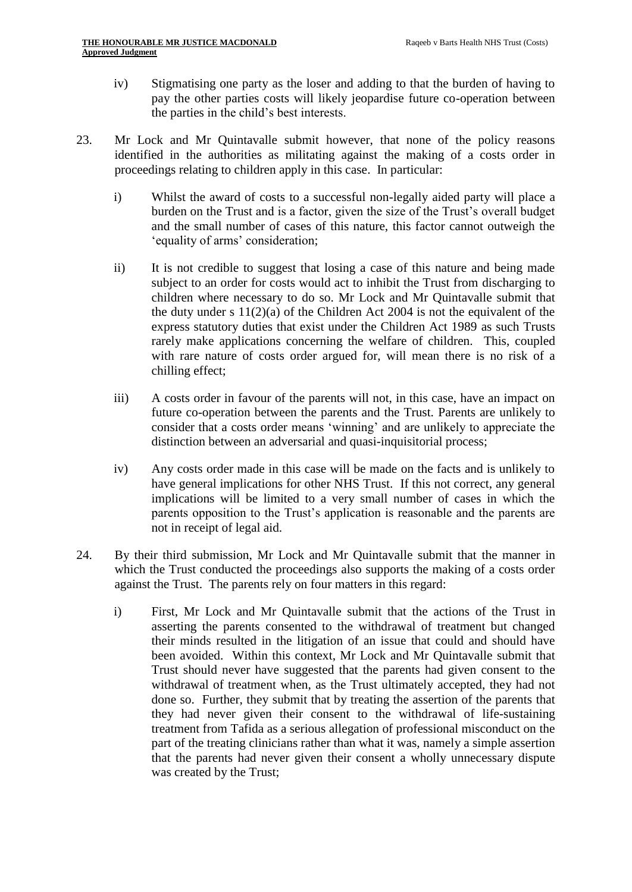iv) Stigmatising one party as the loser and adding to that the burden of having to pay the other parties costs will likely jeopardise future co-operation between the parties in the child's best interests.

23. Mr Lock and Mr Quintavalle submit however, that none of the policy reasons identified in the authorities as militating against the making of a costs order in proceedings relating to children apply in this case. In particular:

  i) Whilst the award of costs to a successful non-legally aided party will place a burden on the Trust and is a factor, given the size of the Trust's overall budget and the small number of cases of this nature, this factor cannot outweigh the 'equality of arms' consideration;

  ii) It is not credible to suggest that losing a case of this nature and being made subject to an order for costs would act to inhibit the Trust from discharging to children where necessary to do so. Mr Lock and Mr Quintavalle submit that the duty under s 11(2)(a) of the Children Act 2004 is not the equivalent of the express statutory duties that exist under the Children Act 1989 as such Trusts rarely make applications concerning the welfare of children. This, coupled with rare nature of costs order argued for, will mean there is no risk of a chilling effect;

  iii) A costs order in favour of the parents will not, in this case, have an impact on future co-operation between the parents and the Trust. Parents are unlikely to consider that a costs order means 'winning' and are unlikely to appreciate the distinction between an adversarial and quasi-inquisitorial process;

  iv) Any costs order made in this case will be made on the facts and is unlikely to have general implications for other NHS Trust. If this not correct, any general implications will be limited to a very small number of cases in which the parents opposition to the Trust's application is reasonable and the parents are not in receipt of legal aid.

24. By their third submission, Mr Lock and Mr Quintavalle submit that the manner in which the Trust conducted the proceedings also supports the making of a costs order against the Trust. The parents rely on four matters in this regard:

  i) First, Mr Lock and Mr Quintavalle submit that the actions of the Trust in asserting the parents consented to the withdrawal of treatment but changed their minds resulted in the litigation of an issue that could and should have been avoided. Within this context, Mr Lock and Mr Quintavalle submit that Trust should never have suggested that the parents had given consent to the withdrawal of treatment when, as the Trust ultimately accepted, they had not done so. Further, they submit that by treating the assertion of the parents that they had never given their consent to the withdrawal of life-sustaining treatment from Tafida as a serious allegation of professional misconduct on the part of the treating clinicians rather than what it was, namely a simple assertion that the parents had never given their consent a wholly unnecessary dispute was created by the Trust;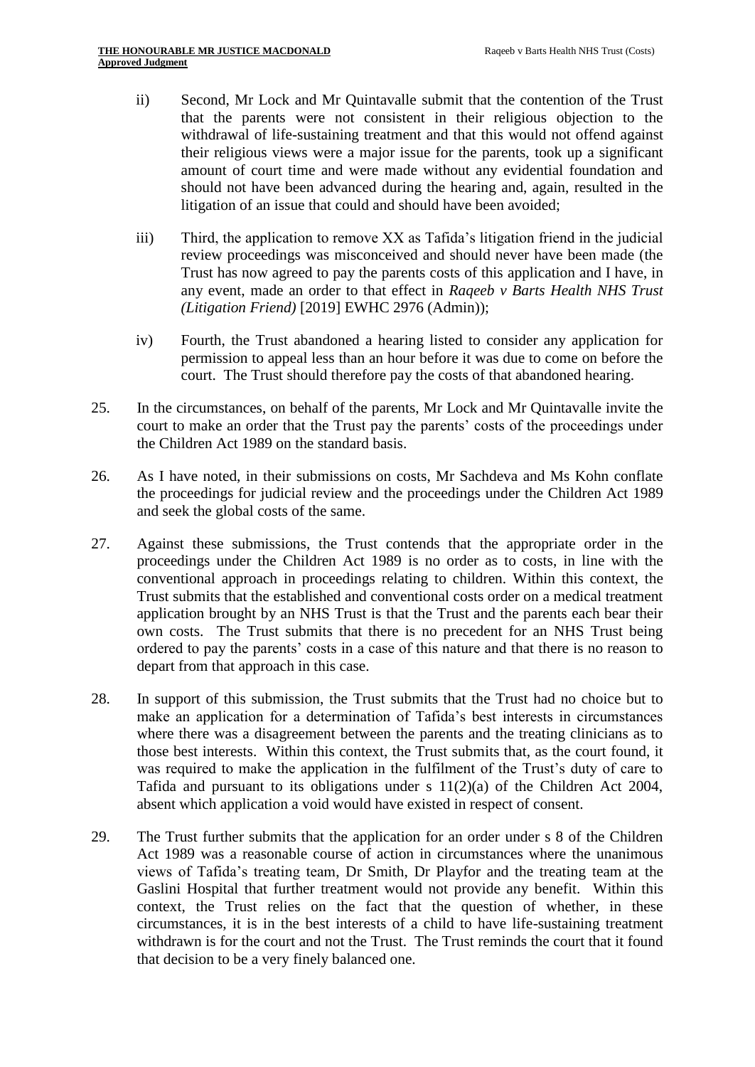ii) Second, Mr Lock and Mr Quintavalle submit that the contention of the Trust that the parents were not consistent in their religious objection to the withdrawal of life-sustaining treatment and that this would not offend against their religious views were a major issue for the parents, took up a significant amount of court time and were made without any evidential foundation and should not have been advanced during the hearing and, again, resulted in the litigation of an issue that could and should have been avoided;

iii) Third, the application to remove XX as Tafida's litigation friend in the judicial review proceedings was misconceived and should never have been made (the Trust has now agreed to pay the parents costs of this application and I have, in any event, made an order to that effect in *Raqeeb v Barts Health NHS Trust (Litigation Friend)* [2019] EWHC 2976 (Admin));

iv) Fourth, the Trust abandoned a hearing listed to consider any application for permission to appeal less than an hour before it was due to come on before the court. The Trust should therefore pay the costs of that abandoned hearing.

25. In the circumstances, on behalf of the parents, Mr Lock and Mr Quintavalle invite the court to make an order that the Trust pay the parents' costs of the proceedings under the Children Act 1989 on the standard basis.

26. As I have noted, in their submissions on costs, Mr Sachdeva and Ms Kohn conflate the proceedings for judicial review and the proceedings under the Children Act 1989 and seek the global costs of the same.

27. Against these submissions, the Trust contends that the appropriate order in the proceedings under the Children Act 1989 is no order as to costs, in line with the conventional approach in proceedings relating to children. Within this context, the Trust submits that the established and conventional costs order on a medical treatment application brought by an NHS Trust is that the Trust and the parents each bear their own costs. The Trust submits that there is no precedent for an NHS Trust being ordered to pay the parents' costs in a case of this nature and that there is no reason to depart from that approach in this case.

28. In support of this submission, the Trust submits that the Trust had no choice but to make an application for a determination of Tafida's best interests in circumstances where there was a disagreement between the parents and the treating clinicians as to those best interests. Within this context, the Trust submits that, as the court found, it was required to make the application in the fulfilment of the Trust's duty of care to Tafida and pursuant to its obligations under s 11(2)(a) of the Children Act 2004, absent which application a void would have existed in respect of consent.

29. The Trust further submits that the application for an order under s 8 of the Children Act 1989 was a reasonable course of action in circumstances where the unanimous views of Tafida's treating team, Dr Smith, Dr Playfor and the treating team at the Gaslini Hospital that further treatment would not provide any benefit. Within this context, the Trust relies on the fact that the question of whether, in these circumstances, it is in the best interests of a child to have life-sustaining treatment withdrawn is for the court and not the Trust. The Trust reminds the court that it found that decision to be a very finely balanced one.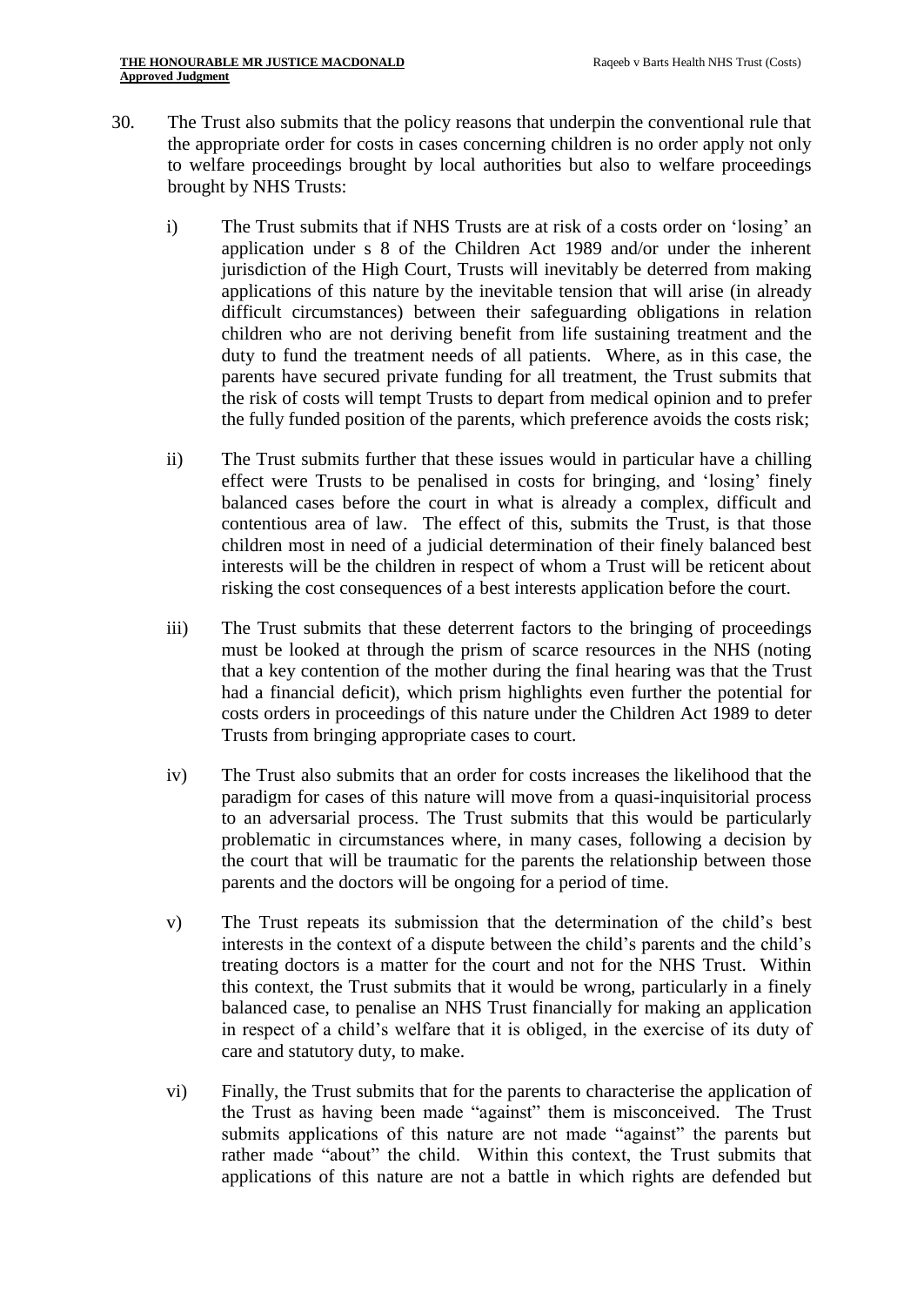30. The Trust also submits that the policy reasons that underpin the conventional rule that the appropriate order for costs in cases concerning children is no order apply not only to welfare proceedings brought by local authorities but also to welfare proceedings brought by NHS Trusts:

    i) The Trust submits that if NHS Trusts are at risk of a costs order on 'losing' an application under s 8 of the Children Act 1989 and/or under the inherent jurisdiction of the High Court, Trusts will inevitably be deterred from making applications of this nature by the inevitable tension that will arise (in already difficult circumstances) between their safeguarding obligations in relation children who are not deriving benefit from life sustaining treatment and the duty to fund the treatment needs of all patients. Where, as in this case, the parents have secured private funding for all treatment, the Trust submits that the risk of costs will tempt Trusts to depart from medical opinion and to prefer the fully funded position of the parents, which preference avoids the costs risk;

    ii) The Trust submits further that these issues would in particular have a chilling effect were Trusts to be penalised in costs for bringing, and 'losing' finely balanced cases before the court in what is already a complex, difficult and contentious area of law. The effect of this, submits the Trust, is that those children most in need of a judicial determination of their finely balanced best interests will be the children in respect of whom a Trust will be reticent about risking the cost consequences of a best interests application before the court.

    iii) The Trust submits that these deterrent factors to the bringing of proceedings must be looked at through the prism of scarce resources in the NHS (noting that a key contention of the mother during the final hearing was that the Trust had a financial deficit), which prism highlights even further the potential for costs orders in proceedings of this nature under the Children Act 1989 to deter Trusts from bringing appropriate cases to court.

    iv) The Trust also submits that an order for costs increases the likelihood that the paradigm for cases of this nature will move from a quasi-inquisitorial process to an adversarial process. The Trust submits that this would be particularly problematic in circumstances where, in many cases, following a decision by the court that will be traumatic for the parents the relationship between those parents and the doctors will be ongoing for a period of time.

    v) The Trust repeats its submission that the determination of the child's best interests in the context of a dispute between the child's parents and the child's treating doctors is a matter for the court and not for the NHS Trust. Within this context, the Trust submits that it would be wrong, particularly in a finely balanced case, to penalise an NHS Trust financially for making an application in respect of a child's welfare that it is obliged, in the exercise of its duty of care and statutory duty, to make.

    vi) Finally, the Trust submits that for the parents to characterise the application of the Trust as having been made "against" them is misconceived. The Trust submits applications of this nature are not made "against" the parents but rather made "about" the child. Within this context, the Trust submits that applications of this nature are not a battle in which rights are defended but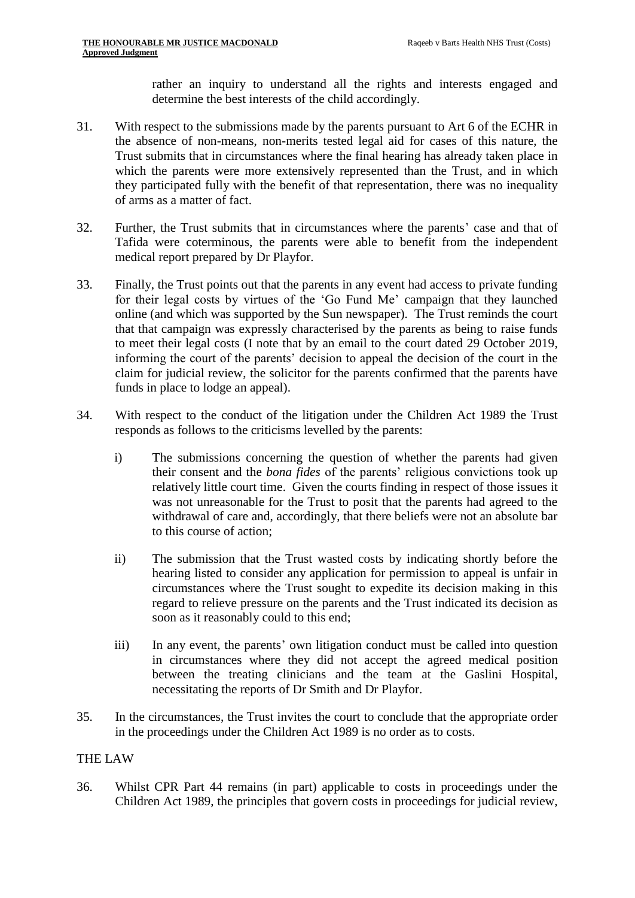rather an inquiry to understand all the rights and interests engaged and determine the best interests of the child accordingly.

31. With respect to the submissions made by the parents pursuant to Art 6 of the ECHR in the absence of non-means, non-merits tested legal aid for cases of this nature, the Trust submits that in circumstances where the final hearing has already taken place in which the parents were more extensively represented than the Trust, and in which they participated fully with the benefit of that representation, there was no inequality of arms as a matter of fact.

32. Further, the Trust submits that in circumstances where the parents' case and that of Tafida were coterminous, the parents were able to benefit from the independent medical report prepared by Dr Playfor.

33. Finally, the Trust points out that the parents in any event had access to private funding for their legal costs by virtues of the 'Go Fund Me' campaign that they launched online (and which was supported by the Sun newspaper). The Trust reminds the court that that campaign was expressly characterised by the parents as being to raise funds to meet their legal costs (I note that by an email to the court dated 29 October 2019, informing the court of the parents' decision to appeal the decision of the court in the claim for judicial review, the solicitor for the parents confirmed that the parents have funds in place to lodge an appeal).

34. With respect to the conduct of the litigation under the Children Act 1989 the Trust responds as follows to the criticisms levelled by the parents:

    i) The submissions concerning the question of whether the parents had given their consent and the *bona fides* of the parents' religious convictions took up relatively little court time. Given the courts finding in respect of those issues it was not unreasonable for the Trust to posit that the parents had agreed to the withdrawal of care and, accordingly, that there beliefs were not an absolute bar to this course of action;

    ii) The submission that the Trust wasted costs by indicating shortly before the hearing listed to consider any application for permission to appeal is unfair in circumstances where the Trust sought to expedite its decision making in this regard to relieve pressure on the parents and the Trust indicated its decision as soon as it reasonably could to this end;

    iii) In any event, the parents' own litigation conduct must be called into question in circumstances where they did not accept the agreed medical position between the treating clinicians and the team at the Gaslini Hospital, necessitating the reports of Dr Smith and Dr Playfor.

35. In the circumstances, the Trust invites the court to conclude that the appropriate order in the proceedings under the Children Act 1989 is no order as to costs.

## THE LAW

36. Whilst CPR Part 44 remains (in part) applicable to costs in proceedings under the Children Act 1989, the principles that govern costs in proceedings for judicial review,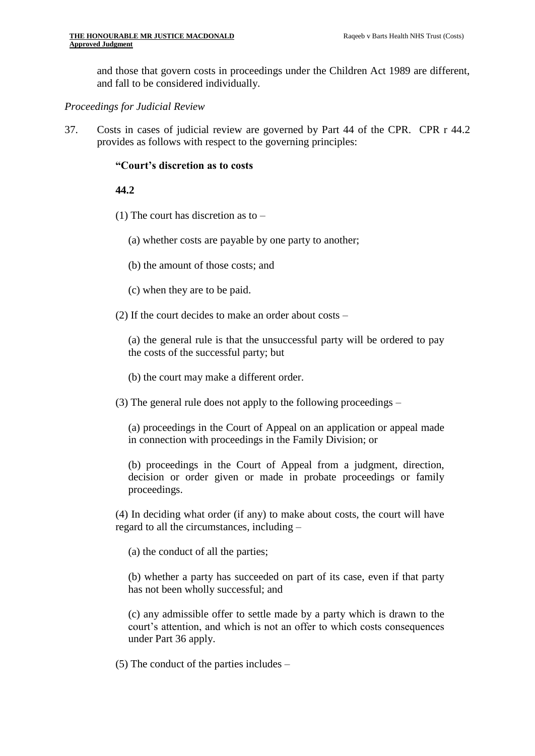and those that govern costs in proceedings under the Children Act 1989 are different, and fall to be considered individually.

*Proceedings for Judicial Review*

37. Costs in cases of judicial review are governed by Part 44 of the CPR. CPR r 44.2 provides as follows with respect to the governing principles:

> **"Court's discretion as to costs**
>
> **44.2**
>
> (1) The court has discretion as to –
>
> (a) whether costs are payable by one party to another;
>
> (b) the amount of those costs; and
>
> (c) when they are to be paid.
>
> (2) If the court decides to make an order about costs –
>
> (a) the general rule is that the unsuccessful party will be ordered to pay the costs of the successful party; but
>
> (b) the court may make a different order.
>
> (3) The general rule does not apply to the following proceedings –
>
> (a) proceedings in the Court of Appeal on an application or appeal made in connection with proceedings in the Family Division; or
>
> (b) proceedings in the Court of Appeal from a judgment, direction, decision or order given or made in probate proceedings or family proceedings.
>
> (4) In deciding what order (if any) to make about costs, the court will have regard to all the circumstances, including –
>
> (a) the conduct of all the parties;
>
> (b) whether a party has succeeded on part of its case, even if that party has not been wholly successful; and
>
> (c) any admissible offer to settle made by a party which is drawn to the court's attention, and which is not an offer to which costs consequences under Part 36 apply.
>
> (5) The conduct of the parties includes –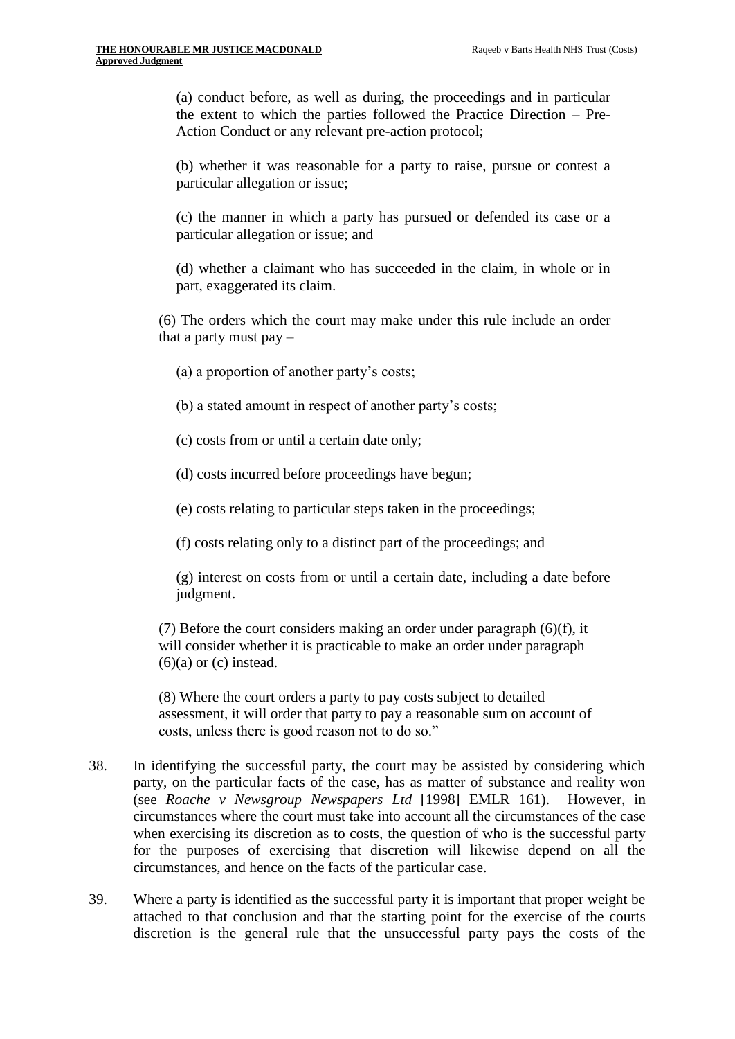(a) conduct before, as well as during, the proceedings and in particular the extent to which the parties followed the Practice Direction – Pre-Action Conduct or any relevant pre-action protocol;

(b) whether it was reasonable for a party to raise, pursue or contest a particular allegation or issue;

(c) the manner in which a party has pursued or defended its case or a particular allegation or issue; and

(d) whether a claimant who has succeeded in the claim, in whole or in part, exaggerated its claim.

(6) The orders which the court may make under this rule include an order that a party must pay –

(a) a proportion of another party's costs;

(b) a stated amount in respect of another party's costs;

(c) costs from or until a certain date only;

(d) costs incurred before proceedings have begun;

(e) costs relating to particular steps taken in the proceedings;

(f) costs relating only to a distinct part of the proceedings; and

(g) interest on costs from or until a certain date, including a date before judgment.

(7) Before the court considers making an order under paragraph (6)(f), it will consider whether it is practicable to make an order under paragraph (6)(a) or (c) instead.

(8) Where the court orders a party to pay costs subject to detailed assessment, it will order that party to pay a reasonable sum on account of costs, unless there is good reason not to do so."

38. In identifying the successful party, the court may be assisted by considering which party, on the particular facts of the case, has as matter of substance and reality won (see *Roache v Newsgroup Newspapers Ltd* [1998] EMLR 161). However, in circumstances where the court must take into account all the circumstances of the case when exercising its discretion as to costs, the question of who is the successful party for the purposes of exercising that discretion will likewise depend on all the circumstances, and hence on the facts of the particular case.

39. Where a party is identified as the successful party it is important that proper weight be attached to that conclusion and that the starting point for the exercise of the courts discretion is the general rule that the unsuccessful party pays the costs of the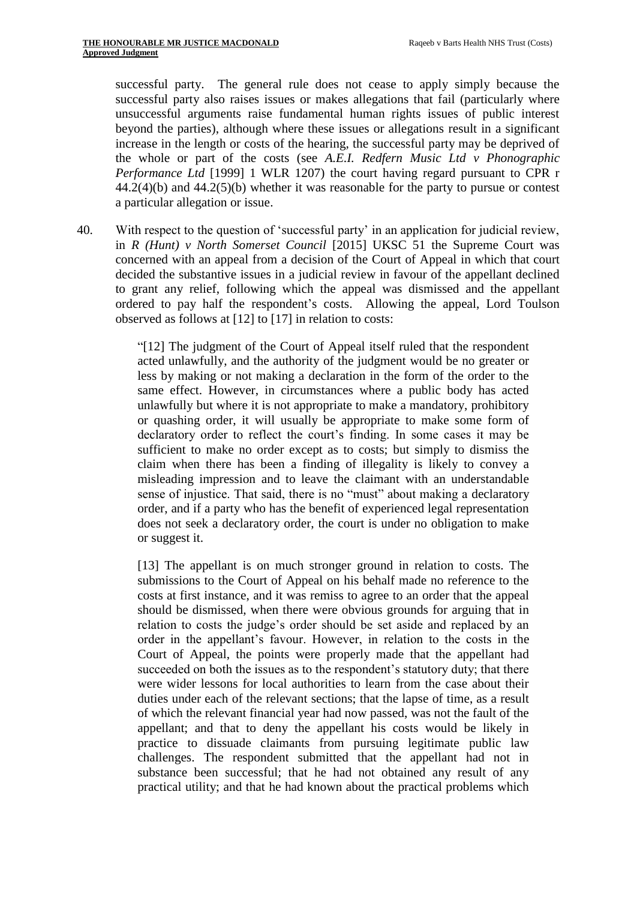successful party. The general rule does not cease to apply simply because the successful party also raises issues or makes allegations that fail (particularly where unsuccessful arguments raise fundamental human rights issues of public interest beyond the parties), although where these issues or allegations result in a significant increase in the length or costs of the hearing, the successful party may be deprived of the whole or part of the costs (see *A.E.I. Redfern Music Ltd v Phonographic Performance Ltd* [1999] 1 WLR 1207) the court having regard pursuant to CPR r 44.2(4)(b) and 44.2(5)(b) whether it was reasonable for the party to pursue or contest a particular allegation or issue.

40. With respect to the question of 'successful party' in an application for judicial review, in *R (Hunt) v North Somerset Council* [2015] UKSC 51 the Supreme Court was concerned with an appeal from a decision of the Court of Appeal in which that court decided the substantive issues in a judicial review in favour of the appellant declined to grant any relief, following which the appeal was dismissed and the appellant ordered to pay half the respondent's costs. Allowing the appeal, Lord Toulson observed as follows at [12] to [17] in relation to costs:

> "[12] The judgment of the Court of Appeal itself ruled that the respondent acted unlawfully, and the authority of the judgment would be no greater or less by making or not making a declaration in the form of the order to the same effect. However, in circumstances where a public body has acted unlawfully but where it is not appropriate to make a mandatory, prohibitory or quashing order, it will usually be appropriate to make some form of declaratory order to reflect the court's finding. In some cases it may be sufficient to make no order except as to costs; but simply to dismiss the claim when there has been a finding of illegality is likely to convey a misleading impression and to leave the claimant with an understandable sense of injustice. That said, there is no "must" about making a declaratory order, and if a party who has the benefit of experienced legal representation does not seek a declaratory order, the court is under no obligation to make or suggest it.
>
> [13] The appellant is on much stronger ground in relation to costs. The submissions to the Court of Appeal on his behalf made no reference to the costs at first instance, and it was remiss to agree to an order that the appeal should be dismissed, when there were obvious grounds for arguing that in relation to costs the judge's order should be set aside and replaced by an order in the appellant's favour. However, in relation to the costs in the Court of Appeal, the points were properly made that the appellant had succeeded on both the issues as to the respondent's statutory duty; that there were wider lessons for local authorities to learn from the case about their duties under each of the relevant sections; that the lapse of time, as a result of which the relevant financial year had now passed, was not the fault of the appellant; and that to deny the appellant his costs would be likely in practice to dissuade claimants from pursuing legitimate public law challenges. The respondent submitted that the appellant had not in substance been successful; that he had not obtained any result of any practical utility; and that he had known about the practical problems which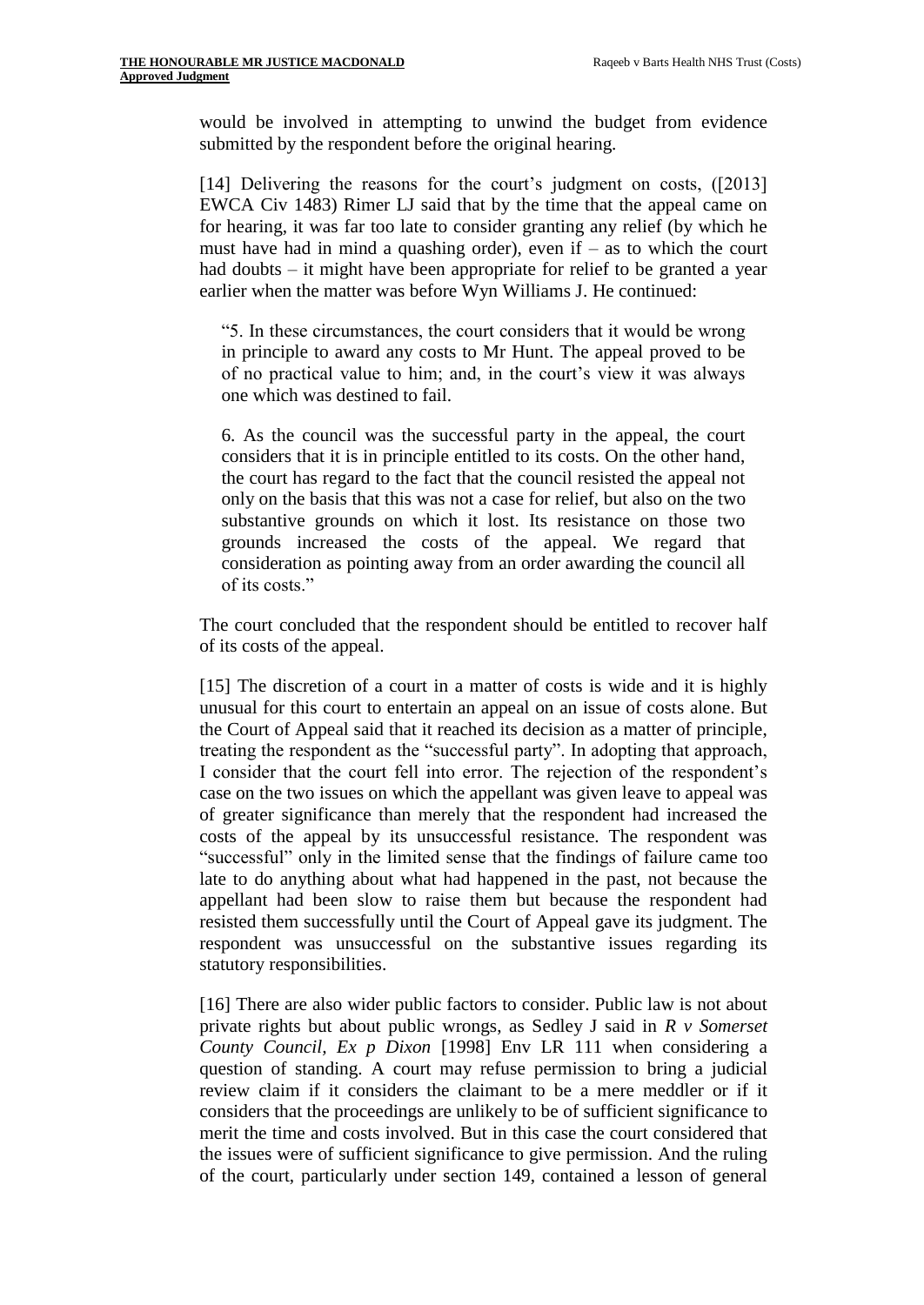would be involved in attempting to unwind the budget from evidence submitted by the respondent before the original hearing.

[14] Delivering the reasons for the court's judgment on costs, ([2013] EWCA Civ 1483) Rimer LJ said that by the time that the appeal came on for hearing, it was far too late to consider granting any relief (by which he must have had in mind a quashing order), even if – as to which the court had doubts – it might have been appropriate for relief to be granted a year earlier when the matter was before Wyn Williams J. He continued:

> "5. In these circumstances, the court considers that it would be wrong in principle to award any costs to Mr Hunt. The appeal proved to be of no practical value to him; and, in the court's view it was always one which was destined to fail.
>
> 6. As the council was the successful party in the appeal, the court considers that it is in principle entitled to its costs. On the other hand, the court has regard to the fact that the council resisted the appeal not only on the basis that this was not a case for relief, but also on the two substantive grounds on which it lost. Its resistance on those two grounds increased the costs of the appeal. We regard that consideration as pointing away from an order awarding the council all of its costs."

The court concluded that the respondent should be entitled to recover half of its costs of the appeal.

[15] The discretion of a court in a matter of costs is wide and it is highly unusual for this court to entertain an appeal on an issue of costs alone. But the Court of Appeal said that it reached its decision as a matter of principle, treating the respondent as the "successful party". In adopting that approach, I consider that the court fell into error. The rejection of the respondent's case on the two issues on which the appellant was given leave to appeal was of greater significance than merely that the respondent had increased the costs of the appeal by its unsuccessful resistance. The respondent was "successful" only in the limited sense that the findings of failure came too late to do anything about what had happened in the past, not because the appellant had been slow to raise them but because the respondent had resisted them successfully until the Court of Appeal gave its judgment. The respondent was unsuccessful on the substantive issues regarding its statutory responsibilities.

[16] There are also wider public factors to consider. Public law is not about private rights but about public wrongs, as Sedley J said in *R v Somerset County Council, Ex p Dixon* [1998] Env LR 111 when considering a question of standing. A court may refuse permission to bring a judicial review claim if it considers the claimant to be a mere meddler or if it considers that the proceedings are unlikely to be of sufficient significance to merit the time and costs involved. But in this case the court considered that the issues were of sufficient significance to give permission. And the ruling of the court, particularly under section 149, contained a lesson of general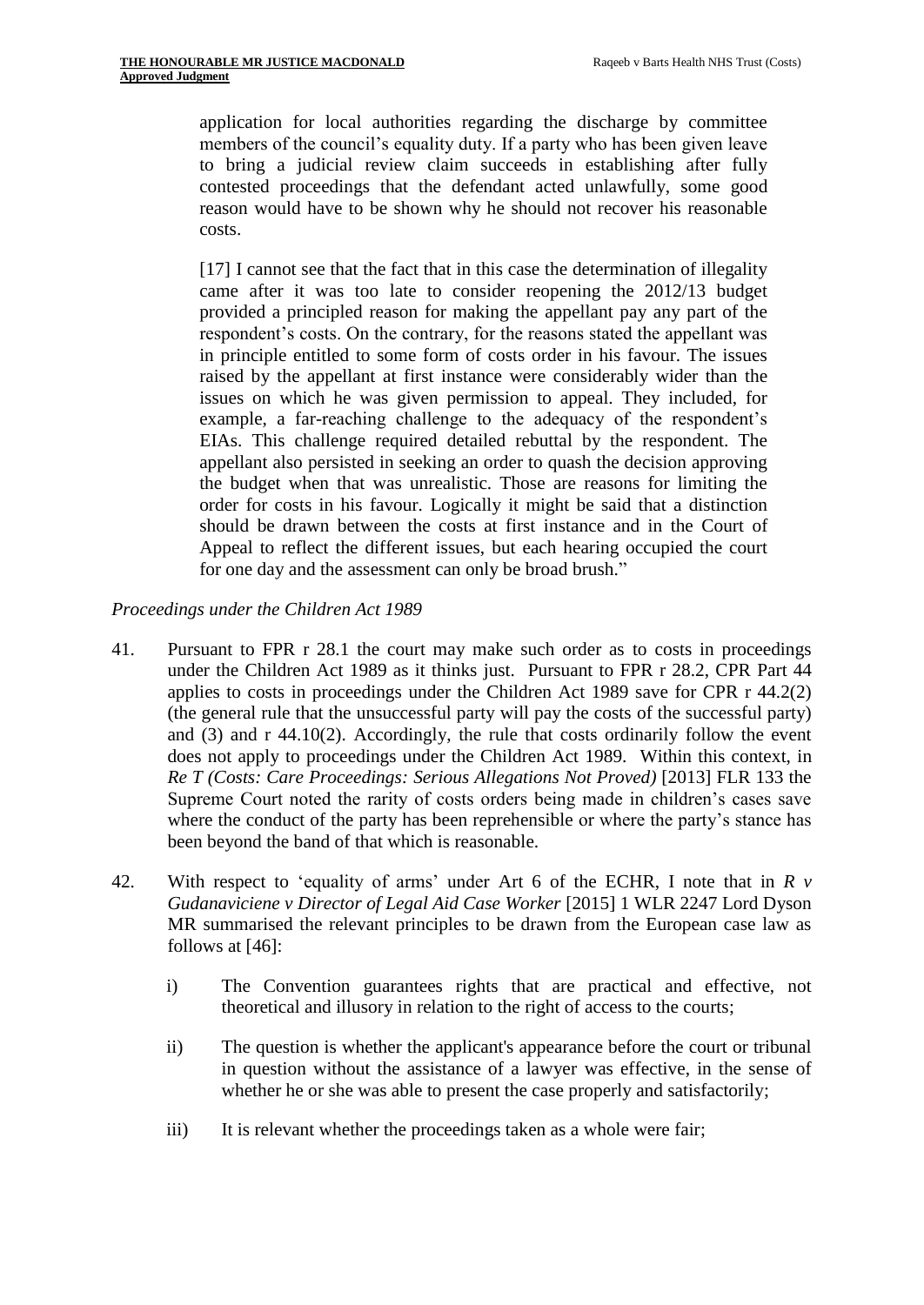application for local authorities regarding the discharge by committee members of the council's equality duty. If a party who has been given leave to bring a judicial review claim succeeds in establishing after fully contested proceedings that the defendant acted unlawfully, some good reason would have to be shown why he should not recover his reasonable costs.

[17] I cannot see that the fact that in this case the determination of illegality came after it was too late to consider reopening the 2012/13 budget provided a principled reason for making the appellant pay any part of the respondent's costs. On the contrary, for the reasons stated the appellant was in principle entitled to some form of costs order in his favour. The issues raised by the appellant at first instance were considerably wider than the issues on which he was given permission to appeal. They included, for example, a far-reaching challenge to the adequacy of the respondent's EIAs. This challenge required detailed rebuttal by the respondent. The appellant also persisted in seeking an order to quash the decision approving the budget when that was unrealistic. Those are reasons for limiting the order for costs in his favour. Logically it might be said that a distinction should be drawn between the costs at first instance and in the Court of Appeal to reflect the different issues, but each hearing occupied the court for one day and the assessment can only be broad brush."

*Proceedings under the Children Act 1989*

41. Pursuant to FPR r 28.1 the court may make such order as to costs in proceedings under the Children Act 1989 as it thinks just. Pursuant to FPR r 28.2, CPR Part 44 applies to costs in proceedings under the Children Act 1989 save for CPR r 44.2(2) (the general rule that the unsuccessful party will pay the costs of the successful party) and (3) and r 44.10(2). Accordingly, the rule that costs ordinarily follow the event does not apply to proceedings under the Children Act 1989. Within this context, in *Re T (Costs: Care Proceedings: Serious Allegations Not Proved)* [2013] FLR 133 the Supreme Court noted the rarity of costs orders being made in children's cases save where the conduct of the party has been reprehensible or where the party's stance has been beyond the band of that which is reasonable.

42. With respect to 'equality of arms' under Art 6 of the ECHR, I note that in *R v Gudanaviciene v Director of Legal Aid Case Worker* [2015] 1 WLR 2247 Lord Dyson MR summarised the relevant principles to be drawn from the European case law as follows at [46]:

    i) The Convention guarantees rights that are practical and effective, not theoretical and illusory in relation to the right of access to the courts;

    ii) The question is whether the applicant's appearance before the court or tribunal in question without the assistance of a lawyer was effective, in the sense of whether he or she was able to present the case properly and satisfactorily;

    iii) It is relevant whether the proceedings taken as a whole were fair;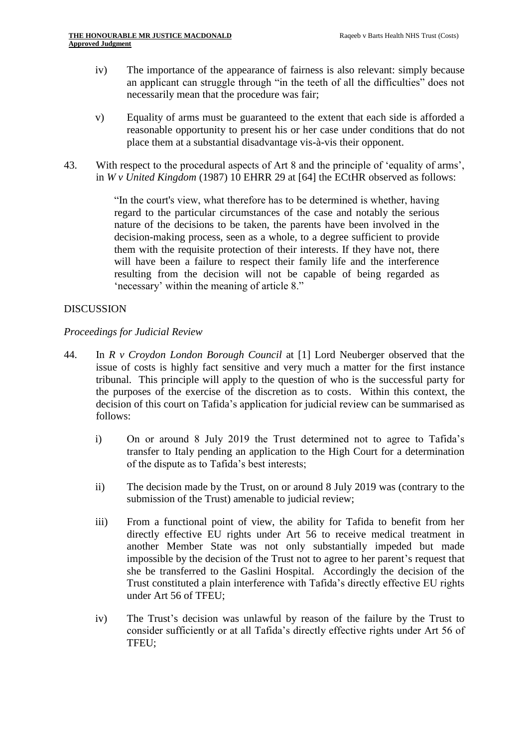iv) The importance of the appearance of fairness is also relevant: simply because an applicant can struggle through "in the teeth of all the difficulties" does not necessarily mean that the procedure was fair;

v) Equality of arms must be guaranteed to the extent that each side is afforded a reasonable opportunity to present his or her case under conditions that do not place them at a substantial disadvantage vis-à-vis their opponent.

43. With respect to the procedural aspects of Art 8 and the principle of 'equality of arms', in *W v United Kingdom* (1987) 10 EHRR 29 at [64] the ECtHR observed as follows:

> "In the court's view, what therefore has to be determined is whether, having regard to the particular circumstances of the case and notably the serious nature of the decisions to be taken, the parents have been involved in the decision-making process, seen as a whole, to a degree sufficient to provide them with the requisite protection of their interests. If they have not, there will have been a failure to respect their family life and the interference resulting from the decision will not be capable of being regarded as 'necessary' within the meaning of article 8."

DISCUSSION

*Proceedings for Judicial Review*

44. In *R v Croydon London Borough Council* at [1] Lord Neuberger observed that the issue of costs is highly fact sensitive and very much a matter for the first instance tribunal. This principle will apply to the question of who is the successful party for the purposes of the exercise of the discretion as to costs. Within this context, the decision of this court on Tafida's application for judicial review can be summarised as follows:

i) On or around 8 July 2019 the Trust determined not to agree to Tafida's transfer to Italy pending an application to the High Court for a determination of the dispute as to Tafida's best interests;

ii) The decision made by the Trust, on or around 8 July 2019 was (contrary to the submission of the Trust) amenable to judicial review;

iii) From a functional point of view, the ability for Tafida to benefit from her directly effective EU rights under Art 56 to receive medical treatment in another Member State was not only substantially impeded but made impossible by the decision of the Trust not to agree to her parent's request that she be transferred to the Gaslini Hospital. Accordingly the decision of the Trust constituted a plain interference with Tafida's directly effective EU rights under Art 56 of TFEU;

iv) The Trust's decision was unlawful by reason of the failure by the Trust to consider sufficiently or at all Tafida's directly effective rights under Art 56 of TFEU;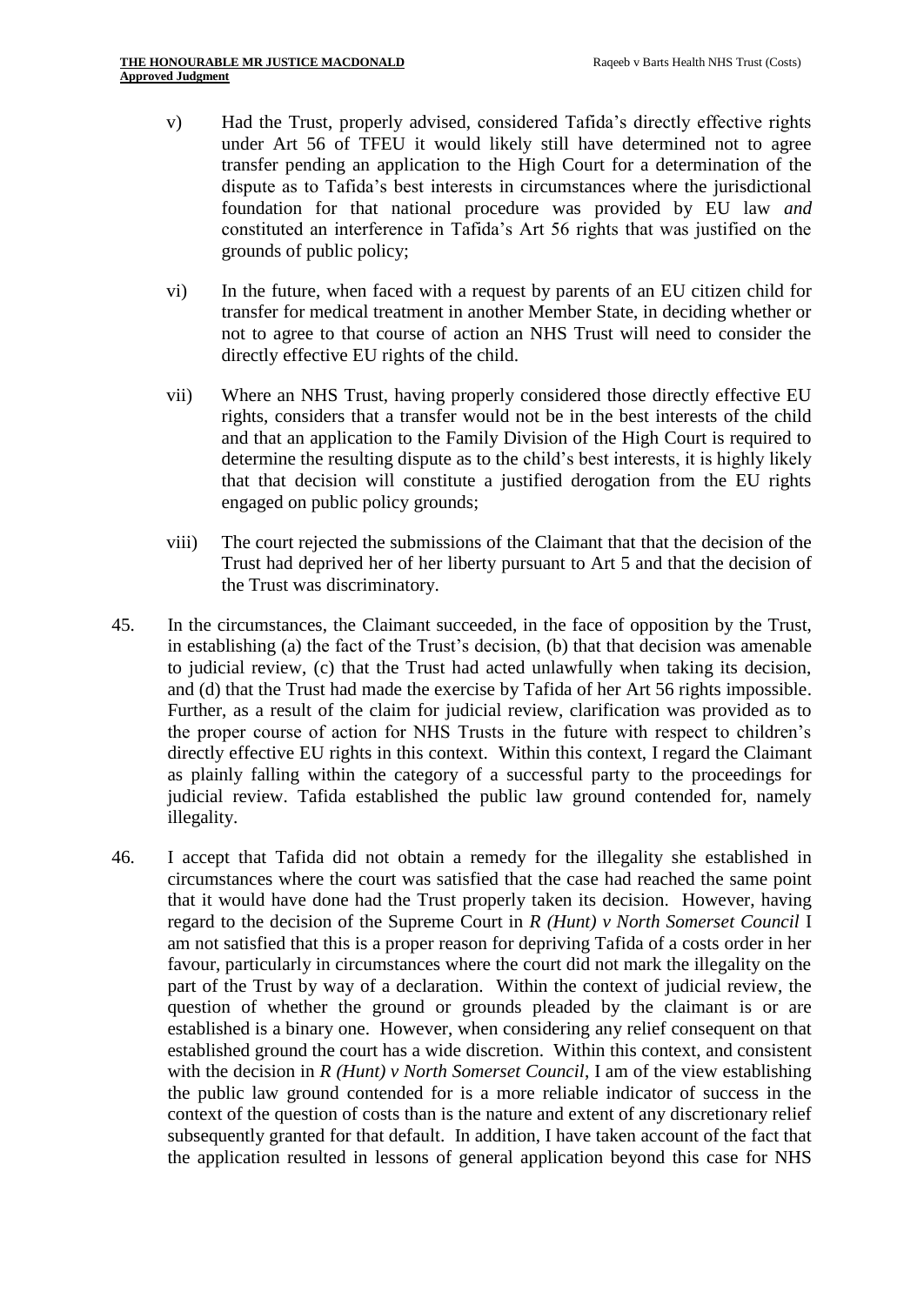v) Had the Trust, properly advised, considered Tafida's directly effective rights under Art 56 of TFEU it would likely still have determined not to agree transfer pending an application to the High Court for a determination of the dispute as to Tafida's best interests in circumstances where the jurisdictional foundation for that national procedure was provided by EU law *and* constituted an interference in Tafida's Art 56 rights that was justified on the grounds of public policy;

vi) In the future, when faced with a request by parents of an EU citizen child for transfer for medical treatment in another Member State, in deciding whether or not to agree to that course of action an NHS Trust will need to consider the directly effective EU rights of the child.

vii) Where an NHS Trust, having properly considered those directly effective EU rights, considers that a transfer would not be in the best interests of the child and that an application to the Family Division of the High Court is required to determine the resulting dispute as to the child's best interests, it is highly likely that that decision will constitute a justified derogation from the EU rights engaged on public policy grounds;

viii) The court rejected the submissions of the Claimant that that the decision of the Trust had deprived her of her liberty pursuant to Art 5 and that the decision of the Trust was discriminatory.

45. In the circumstances, the Claimant succeeded, in the face of opposition by the Trust, in establishing (a) the fact of the Trust's decision, (b) that that decision was amenable to judicial review, (c) that the Trust had acted unlawfully when taking its decision, and (d) that the Trust had made the exercise by Tafida of her Art 56 rights impossible. Further, as a result of the claim for judicial review, clarification was provided as to the proper course of action for NHS Trusts in the future with respect to children's directly effective EU rights in this context. Within this context, I regard the Claimant as plainly falling within the category of a successful party to the proceedings for judicial review. Tafida established the public law ground contended for, namely illegality.

46. I accept that Tafida did not obtain a remedy for the illegality she established in circumstances where the court was satisfied that the case had reached the same point that it would have done had the Trust properly taken its decision. However, having regard to the decision of the Supreme Court in *R (Hunt) v North Somerset Council* I am not satisfied that this is a proper reason for depriving Tafida of a costs order in her favour, particularly in circumstances where the court did not mark the illegality on the part of the Trust by way of a declaration. Within the context of judicial review, the question of whether the ground or grounds pleaded by the claimant is or are established is a binary one. However, when considering any relief consequent on that established ground the court has a wide discretion. Within this context, and consistent with the decision in *R (Hunt) v North Somerset Council*, I am of the view establishing the public law ground contended for is a more reliable indicator of success in the context of the question of costs than is the nature and extent of any discretionary relief subsequently granted for that default. In addition, I have taken account of the fact that the application resulted in lessons of general application beyond this case for NHS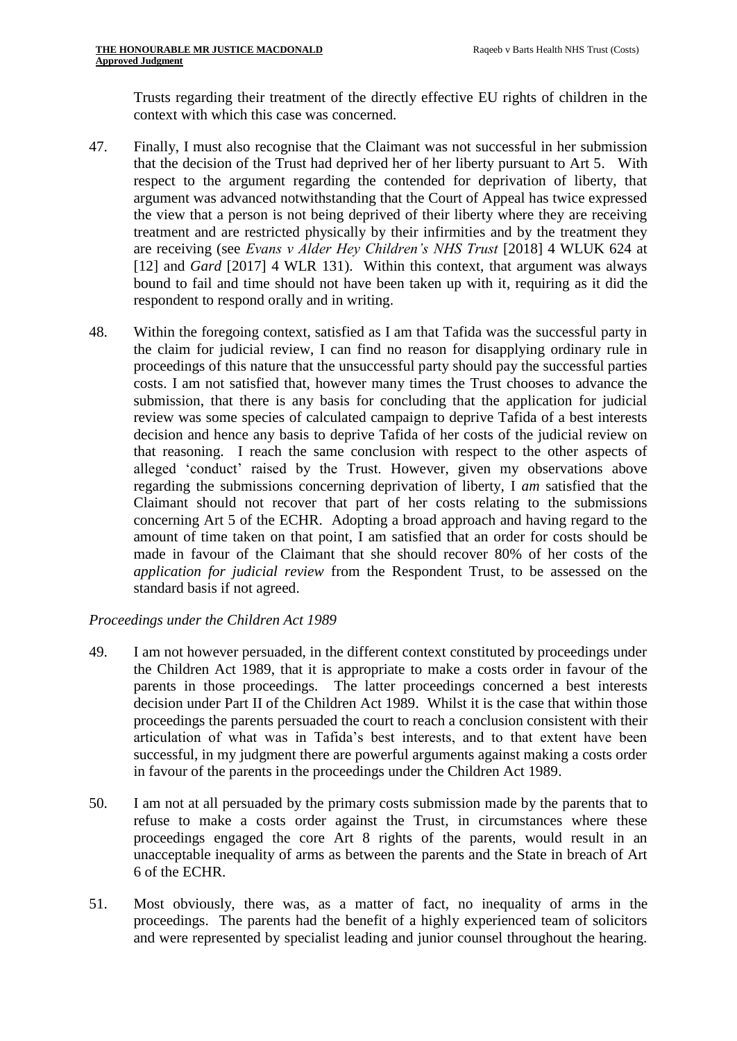Trusts regarding their treatment of the directly effective EU rights of children in the context with which this case was concerned.

47. Finally, I must also recognise that the Claimant was not successful in her submission that the decision of the Trust had deprived her of her liberty pursuant to Art 5. With respect to the argument regarding the contended for deprivation of liberty, that argument was advanced notwithstanding that the Court of Appeal has twice expressed the view that a person is not being deprived of their liberty where they are receiving treatment and are restricted physically by their infirmities and by the treatment they are receiving (see *Evans v Alder Hey Children's NHS Trust* [2018] 4 WLUK 624 at [12] and *Gard* [2017] 4 WLR 131). Within this context, that argument was always bound to fail and time should not have been taken up with it, requiring as it did the respondent to respond orally and in writing.

48. Within the foregoing context, satisfied as I am that Tafida was the successful party in the claim for judicial review, I can find no reason for disapplying ordinary rule in proceedings of this nature that the unsuccessful party should pay the successful parties costs. I am not satisfied that, however many times the Trust chooses to advance the submission, that there is any basis for concluding that the application for judicial review was some species of calculated campaign to deprive Tafida of a best interests decision and hence any basis to deprive Tafida of her costs of the judicial review on that reasoning. I reach the same conclusion with respect to the other aspects of alleged 'conduct' raised by the Trust. However, given my observations above regarding the submissions concerning deprivation of liberty, I *am* satisfied that the Claimant should not recover that part of her costs relating to the submissions concerning Art 5 of the ECHR. Adopting a broad approach and having regard to the amount of time taken on that point, I am satisfied that an order for costs should be made in favour of the Claimant that she should recover 80% of her costs of the *application for judicial review* from the Respondent Trust, to be assessed on the standard basis if not agreed.

*Proceedings under the Children Act 1989*

49. I am not however persuaded, in the different context constituted by proceedings under the Children Act 1989, that it is appropriate to make a costs order in favour of the parents in those proceedings. The latter proceedings concerned a best interests decision under Part II of the Children Act 1989. Whilst it is the case that within those proceedings the parents persuaded the court to reach a conclusion consistent with their articulation of what was in Tafida's best interests, and to that extent have been successful, in my judgment there are powerful arguments against making a costs order in favour of the parents in the proceedings under the Children Act 1989.

50. I am not at all persuaded by the primary costs submission made by the parents that to refuse to make a costs order against the Trust, in circumstances where these proceedings engaged the core Art 8 rights of the parents, would result in an unacceptable inequality of arms as between the parents and the State in breach of Art 6 of the ECHR.

51. Most obviously, there was, as a matter of fact, no inequality of arms in the proceedings. The parents had the benefit of a highly experienced team of solicitors and were represented by specialist leading and junior counsel throughout the hearing.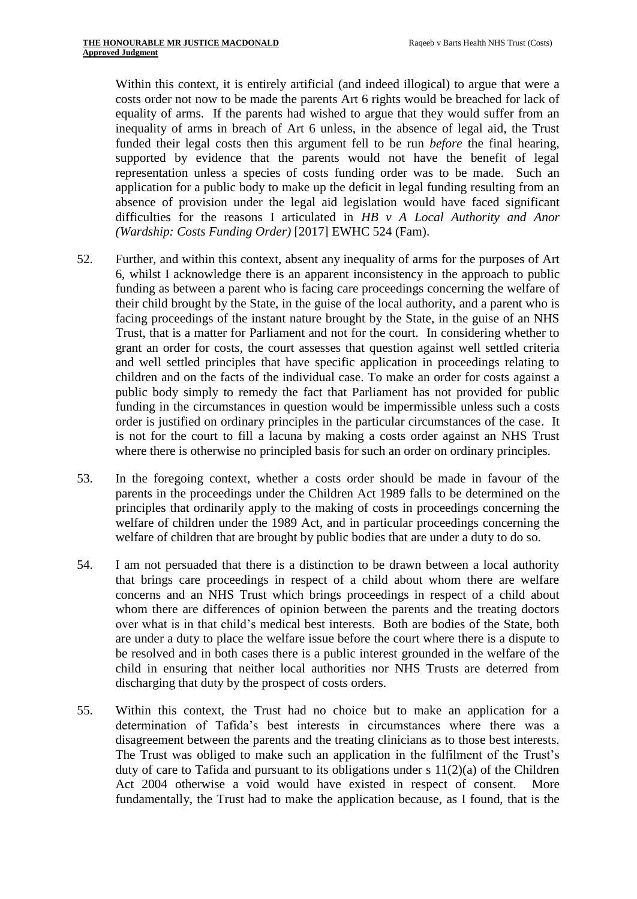Within this context, it is entirely artificial (and indeed illogical) to argue that were a costs order not now to be made the parents Art 6 rights would be breached for lack of equality of arms. If the parents had wished to argue that they would suffer from an inequality of arms in breach of Art 6 unless, in the absence of legal aid, the Trust funded their legal costs then this argument fell to be run *before* the final hearing, supported by evidence that the parents would not have the benefit of legal representation unless a species of costs funding order was to be made. Such an application for a public body to make up the deficit in legal funding resulting from an absence of provision under the legal aid legislation would have faced significant difficulties for the reasons I articulated in *HB v A Local Authority and Anor (Wardship: Costs Funding Order)* [2017] EWHC 524 (Fam).

52. Further, and within this context, absent any inequality of arms for the purposes of Art 6, whilst I acknowledge there is an apparent inconsistency in the approach to public funding as between a parent who is facing care proceedings concerning the welfare of their child brought by the State, in the guise of the local authority, and a parent who is facing proceedings of the instant nature brought by the State, in the guise of an NHS Trust, that is a matter for Parliament and not for the court. In considering whether to grant an order for costs, the court assesses that question against well settled criteria and well settled principles that have specific application in proceedings relating to children and on the facts of the individual case. To make an order for costs against a public body simply to remedy the fact that Parliament has not provided for public funding in the circumstances in question would be impermissible unless such a costs order is justified on ordinary principles in the particular circumstances of the case. It is not for the court to fill a lacuna by making a costs order against an NHS Trust where there is otherwise no principled basis for such an order on ordinary principles.

53. In the foregoing context, whether a costs order should be made in favour of the parents in the proceedings under the Children Act 1989 falls to be determined on the principles that ordinarily apply to the making of costs in proceedings concerning the welfare of children under the 1989 Act, and in particular proceedings concerning the welfare of children that are brought by public bodies that are under a duty to do so.

54. I am not persuaded that there is a distinction to be drawn between a local authority that brings care proceedings in respect of a child about whom there are welfare concerns and an NHS Trust which brings proceedings in respect of a child about whom there are differences of opinion between the parents and the treating doctors over what is in that child's medical best interests. Both are bodies of the State, both are under a duty to place the welfare issue before the court where there is a dispute to be resolved and in both cases there is a public interest grounded in the welfare of the child in ensuring that neither local authorities nor NHS Trusts are deterred from discharging that duty by the prospect of costs orders.

55. Within this context, the Trust had no choice but to make an application for a determination of Tafida's best interests in circumstances where there was a disagreement between the parents and the treating clinicians as to those best interests. The Trust was obliged to make such an application in the fulfilment of the Trust's duty of care to Tafida and pursuant to its obligations under s 11(2)(a) of the Children Act 2004 otherwise a void would have existed in respect of consent. More fundamentally, the Trust had to make the application because, as I found, that is the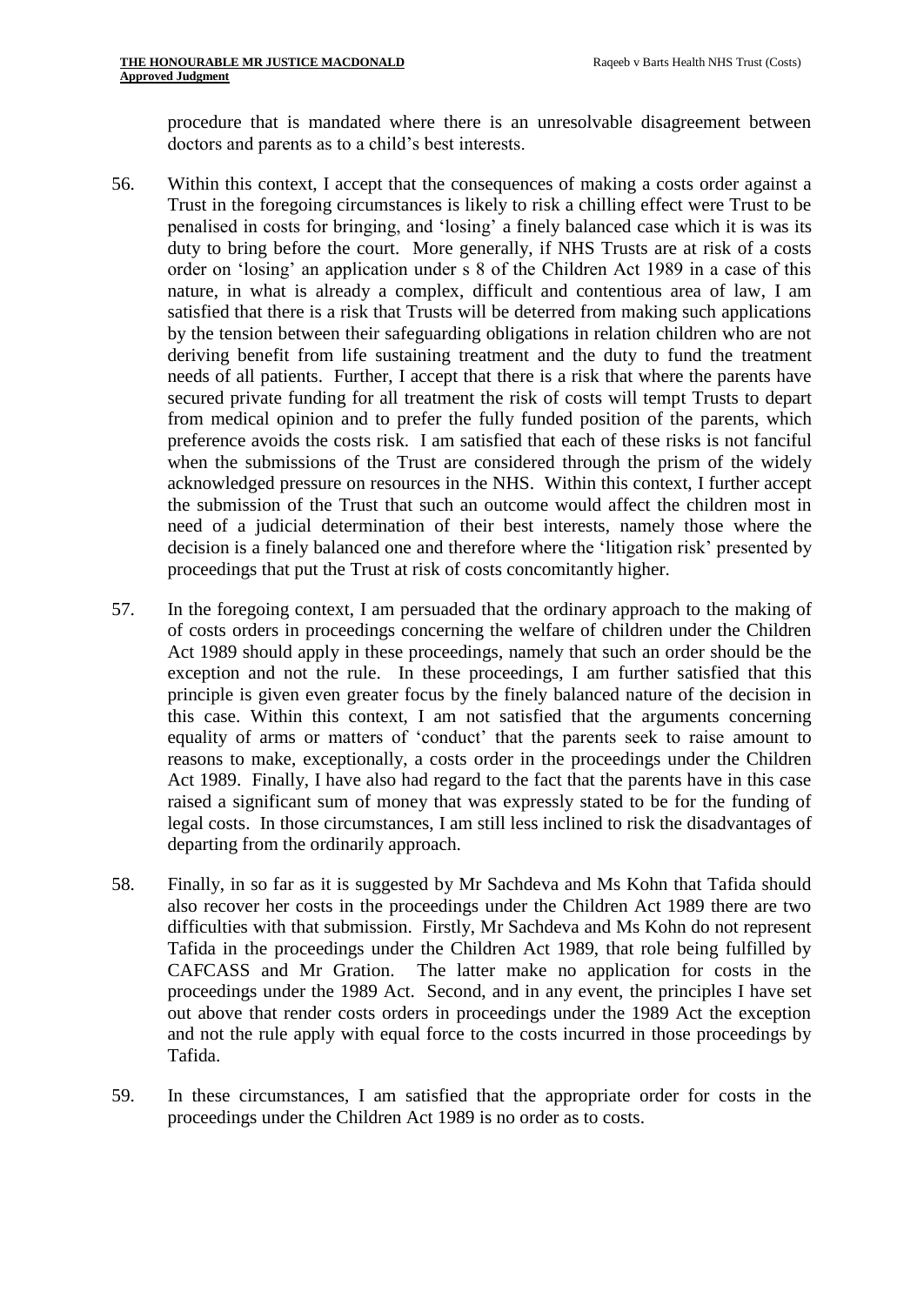procedure that is mandated where there is an unresolvable disagreement between doctors and parents as to a child's best interests.

56. Within this context, I accept that the consequences of making a costs order against a Trust in the foregoing circumstances is likely to risk a chilling effect were Trust to be penalised in costs for bringing, and 'losing' a finely balanced case which it is was its duty to bring before the court. More generally, if NHS Trusts are at risk of a costs order on 'losing' an application under s 8 of the Children Act 1989 in a case of this nature, in what is already a complex, difficult and contentious area of law, I am satisfied that there is a risk that Trusts will be deterred from making such applications by the tension between their safeguarding obligations in relation children who are not deriving benefit from life sustaining treatment and the duty to fund the treatment needs of all patients. Further, I accept that there is a risk that where the parents have secured private funding for all treatment the risk of costs will tempt Trusts to depart from medical opinion and to prefer the fully funded position of the parents, which preference avoids the costs risk. I am satisfied that each of these risks is not fanciful when the submissions of the Trust are considered through the prism of the widely acknowledged pressure on resources in the NHS. Within this context, I further accept the submission of the Trust that such an outcome would affect the children most in need of a judicial determination of their best interests, namely those where the decision is a finely balanced one and therefore where the 'litigation risk' presented by proceedings that put the Trust at risk of costs concomitantly higher.

57. In the foregoing context, I am persuaded that the ordinary approach to the making of of costs orders in proceedings concerning the welfare of children under the Children Act 1989 should apply in these proceedings, namely that such an order should be the exception and not the rule. In these proceedings, I am further satisfied that this principle is given even greater focus by the finely balanced nature of the decision in this case. Within this context, I am not satisfied that the arguments concerning equality of arms or matters of 'conduct' that the parents seek to raise amount to reasons to make, exceptionally, a costs order in the proceedings under the Children Act 1989. Finally, I have also had regard to the fact that the parents have in this case raised a significant sum of money that was expressly stated to be for the funding of legal costs. In those circumstances, I am still less inclined to risk the disadvantages of departing from the ordinarily approach.

58. Finally, in so far as it is suggested by Mr Sachdeva and Ms Kohn that Tafida should also recover her costs in the proceedings under the Children Act 1989 there are two difficulties with that submission. Firstly, Mr Sachdeva and Ms Kohn do not represent Tafida in the proceedings under the Children Act 1989, that role being fulfilled by CAFCASS and Mr Gration. The latter make no application for costs in the proceedings under the 1989 Act. Second, and in any event, the principles I have set out above that render costs orders in proceedings under the 1989 Act the exception and not the rule apply with equal force to the costs incurred in those proceedings by Tafida.

59. In these circumstances, I am satisfied that the appropriate order for costs in the proceedings under the Children Act 1989 is no order as to costs.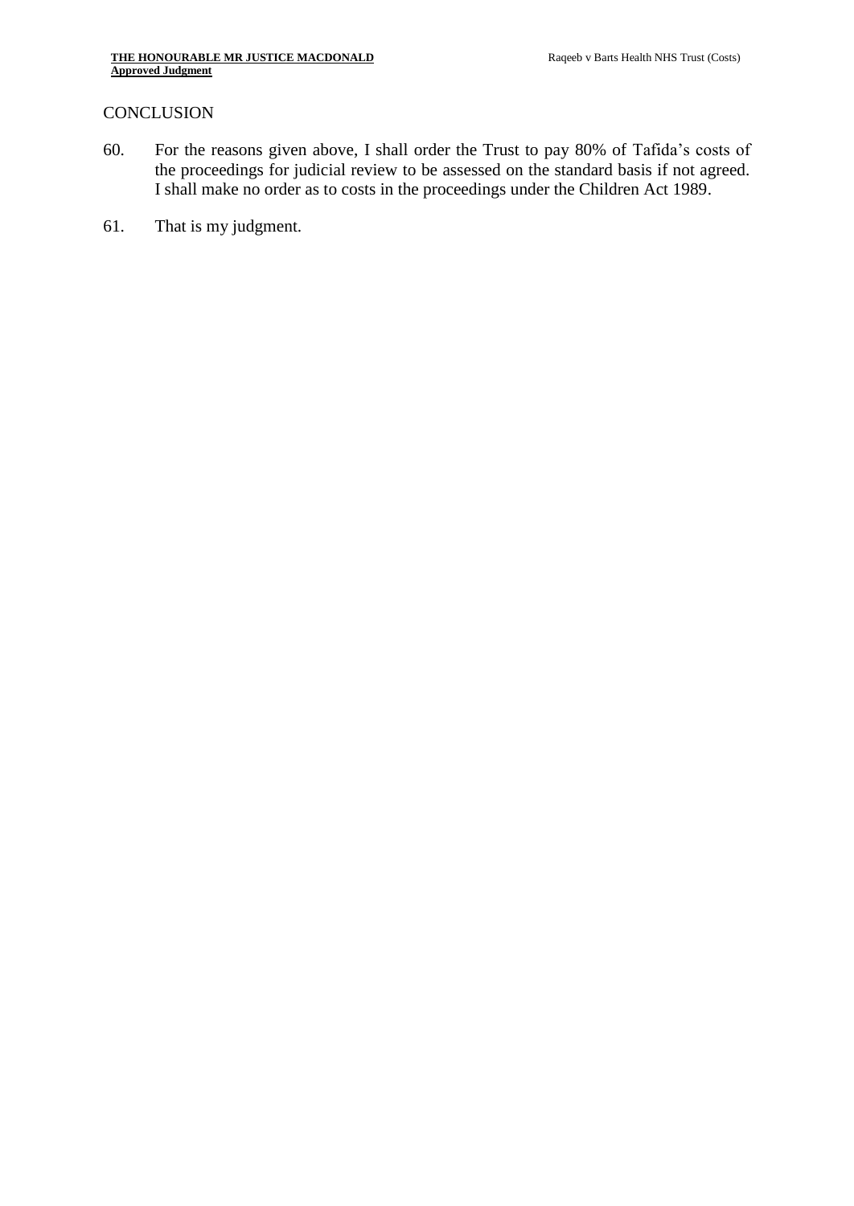## CONCLUSION

60. For the reasons given above, I shall order the Trust to pay 80% of Tafida's costs of the proceedings for judicial review to be assessed on the standard basis if not agreed. I shall make no order as to costs in the proceedings under the Children Act 1989.

61. That is my judgment.